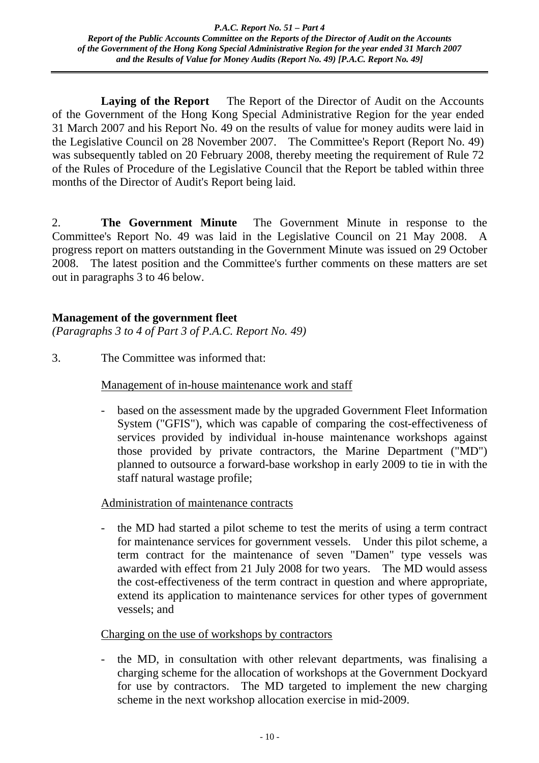**Laying of the Report** The Report of the Director of Audit on the Accounts of the Government of the Hong Kong Special Administrative Region for the year ended 31 March 2007 and his Report No. 49 on the results of value for money audits were laid in the Legislative Council on 28 November 2007. The Committee's Report (Report No. 49) was subsequently tabled on 20 February 2008, thereby meeting the requirement of Rule 72 of the Rules of Procedure of the Legislative Council that the Report be tabled within three months of the Director of Audit's Report being laid.

2. **The Government Minute** The Government Minute in response to the Committee's Report No. 49 was laid in the Legislative Council on 21 May 2008. A progress report on matters outstanding in the Government Minute was issued on 29 October 2008. The latest position and the Committee's further comments on these matters are set out in paragraphs 3 to 46 below.

## Management of the government fleet

*(Paragraphs 3 to 4 of Part 3 of P.A.C. Report No. 49)*

3. The Committee was informed that:

Management of in-house maintenance work and staff

- based on the assessment made by the upgraded Government Fleet Information System ("GFIS"), which was capable of comparing the cost-effectiveness of services provided by individual in-house maintenance workshops against those provided by private contractors, the Marine Department ("MD") planned to outsource a forward-base workshop in early 2009 to tie in with the staff natural wastage profile;

Administration of maintenance contracts

- the MD had started a pilot scheme to test the merits of using a term contract for maintenance services for government vessels. Under this pilot scheme, a term contract for the maintenance of seven "Damen" type vessels was awarded with effect from 21 July 2008 for two years. The MD would assess the cost-effectiveness of the term contract in question and where appropriate, extend its application to maintenance services for other types of government vessels; and

Charging on the use of workshops by contractors

- the MD, in consultation with other relevant departments, was finalising a charging scheme for the allocation of workshops at the Government Dockyard for use by contractors. The MD targeted to implement the new charging scheme in the next workshop allocation exercise in mid-2009.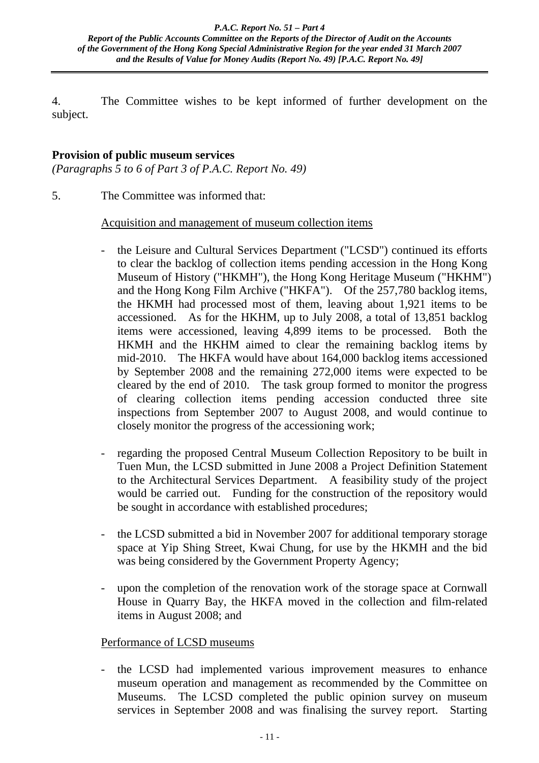4. The Committee wishes to be kept informed of further development on the subject.

**Provision of public museum services**
*(Paragraphs 5 to 6 of Part 3 of P.A.C. Report No. 49)*

5. The Committee was informed that:

<u>Acquisition and management of museum collection items</u>

- the Leisure and Cultural Services Department ("LCSD") continued its efforts to clear the backlog of collection items pending accession in the Hong Kong Museum of History ("HKMH"), the Hong Kong Heritage Museum ("HKHM") and the Hong Kong Film Archive ("HKFA"). Of the 257,780 backlog items, the HKMH had processed most of them, leaving about 1,921 items to be accessioned. As for the HKHM, up to July 2008, a total of 13,851 backlog items were accessioned, leaving 4,899 items to be processed. Both the HKMH and the HKHM aimed to clear the remaining backlog items by mid-2010. The HKFA would have about 164,000 backlog items accessioned by September 2008 and the remaining 272,000 items were expected to be cleared by the end of 2010. The task group formed to monitor the progress of clearing collection items pending accession conducted three site inspections from September 2007 to August 2008, and would continue to closely monitor the progress of the accessioning work;

- regarding the proposed Central Museum Collection Repository to be built in Tuen Mun, the LCSD submitted in June 2008 a Project Definition Statement to the Architectural Services Department. A feasibility study of the project would be carried out. Funding for the construction of the repository would be sought in accordance with established procedures;

- the LCSD submitted a bid in November 2007 for additional temporary storage space at Yip Shing Street, Kwai Chung, for use by the HKMH and the bid was being considered by the Government Property Agency;

- upon the completion of the renovation work of the storage space at Cornwall House in Quarry Bay, the HKFA moved in the collection and film-related items in August 2008; and

<u>Performance of LCSD museums</u>

- the LCSD had implemented various improvement measures to enhance museum operation and management as recommended by the Committee on Museums. The LCSD completed the public opinion survey on museum services in September 2008 and was finalising the survey report. Starting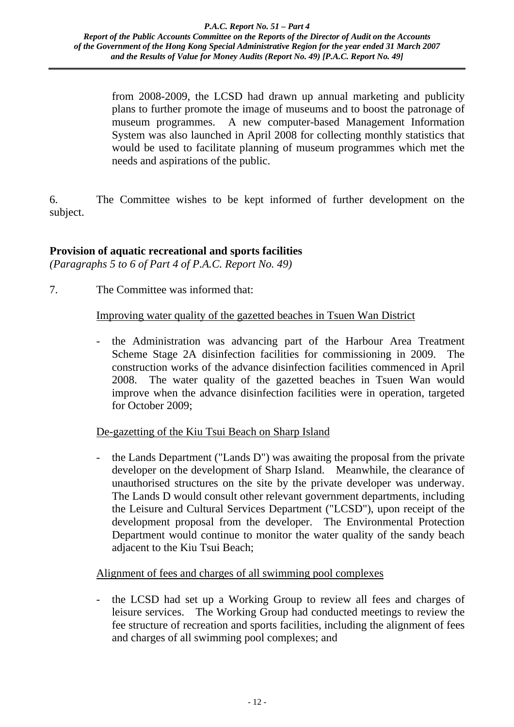from 2008-2009, the LCSD had drawn up annual marketing and publicity plans to further promote the image of museums and to boost the patronage of museum programmes. A new computer-based Management Information System was also launched in April 2008 for collecting monthly statistics that would be used to facilitate planning of museum programmes which met the needs and aspirations of the public.

6. The Committee wishes to be kept informed of further development on the subject.

**Provision of aquatic recreational and sports facilities**
*(Paragraphs 5 to 6 of Part 4 of P.A.C. Report No. 49)*

7. The Committee was informed that:

<u>Improving water quality of the gazetted beaches in Tsuen Wan District</u>

- the Administration was advancing part of the Harbour Area Treatment Scheme Stage 2A disinfection facilities for commissioning in 2009. The construction works of the advance disinfection facilities commenced in April 2008. The water quality of the gazetted beaches in Tsuen Wan would improve when the advance disinfection facilities were in operation, targeted for October 2009;

<u>De-gazetting of the Kiu Tsui Beach on Sharp Island</u>

- the Lands Department ("Lands D") was awaiting the proposal from the private developer on the development of Sharp Island. Meanwhile, the clearance of unauthorised structures on the site by the private developer was underway. The Lands D would consult other relevant government departments, including the Leisure and Cultural Services Department ("LCSD"), upon receipt of the development proposal from the developer. The Environmental Protection Department would continue to monitor the water quality of the sandy beach adjacent to the Kiu Tsui Beach;

<u>Alignment of fees and charges of all swimming pool complexes</u>

- the LCSD had set up a Working Group to review all fees and charges of leisure services. The Working Group had conducted meetings to review the fee structure of recreation and sports facilities, including the alignment of fees and charges of all swimming pool complexes; and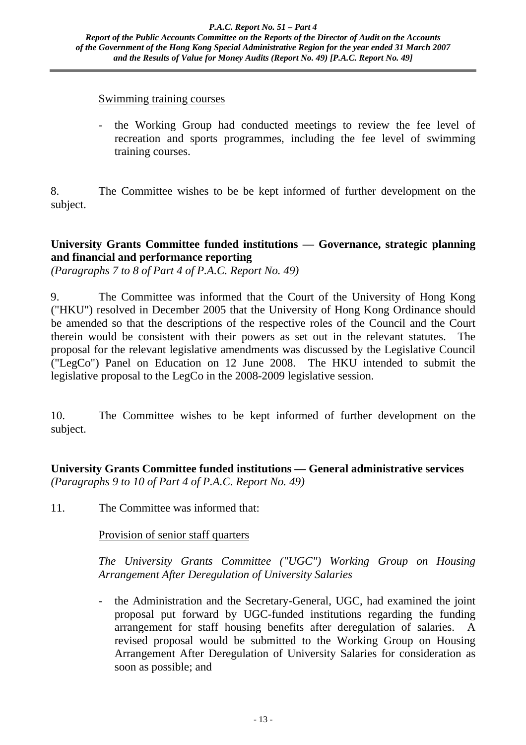Swimming training courses

- the Working Group had conducted meetings to review the fee level of recreation and sports programmes, including the fee level of swimming training courses.

8. The Committee wishes to be be kept informed of further development on the subject.

**University Grants Committee funded institutions — Governance, strategic planning and financial and performance reporting**
*(Paragraphs 7 to 8 of Part 4 of P.A.C. Report No. 49)*

9. The Committee was informed that the Court of the University of Hong Kong ("HKU") resolved in December 2005 that the University of Hong Kong Ordinance should be amended so that the descriptions of the respective roles of the Council and the Court therein would be consistent with their powers as set out in the relevant statutes. The proposal for the relevant legislative amendments was discussed by the Legislative Council ("LegCo") Panel on Education on 12 June 2008. The HKU intended to submit the legislative proposal to the LegCo in the 2008-2009 legislative session.

10. The Committee wishes to be kept informed of further development on the subject.

**University Grants Committee funded institutions — General administrative services**
*(Paragraphs 9 to 10 of Part 4 of P.A.C. Report No. 49)*

11. The Committee was informed that:

Provision of senior staff quarters

*The University Grants Committee ("UGC") Working Group on Housing Arrangement After Deregulation of University Salaries*

- the Administration and the Secretary-General, UGC, had examined the joint proposal put forward by UGC-funded institutions regarding the funding arrangement for staff housing benefits after deregulation of salaries. A revised proposal would be submitted to the Working Group on Housing Arrangement After Deregulation of University Salaries for consideration as soon as possible; and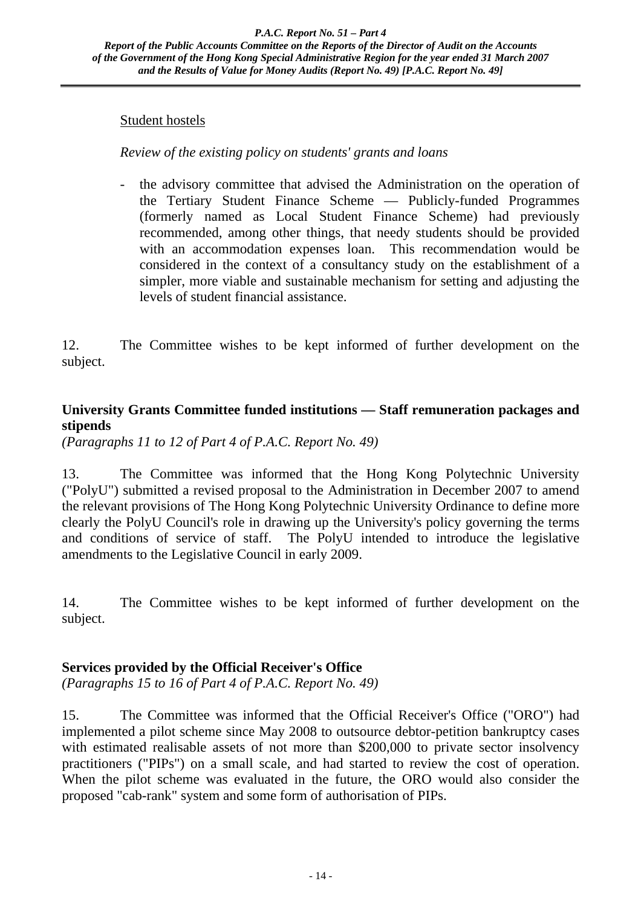Student hostels

*Review of the existing policy on students' grants and loans*

- the advisory committee that advised the Administration on the operation of the Tertiary Student Finance Scheme — Publicly-funded Programmes (formerly named as Local Student Finance Scheme) had previously recommended, among other things, that needy students should be provided with an accommodation expenses loan. This recommendation would be considered in the context of a consultancy study on the establishment of a simpler, more viable and sustainable mechanism for setting and adjusting the levels of student financial assistance.

12. The Committee wishes to be kept informed of further development on the subject.

**University Grants Committee funded institutions — Staff remuneration packages and stipends**
*(Paragraphs 11 to 12 of Part 4 of P.A.C. Report No. 49)*

13. The Committee was informed that the Hong Kong Polytechnic University ("PolyU") submitted a revised proposal to the Administration in December 2007 to amend the relevant provisions of The Hong Kong Polytechnic University Ordinance to define more clearly the PolyU Council's role in drawing up the University's policy governing the terms and conditions of service of staff. The PolyU intended to introduce the legislative amendments to the Legislative Council in early 2009.

14. The Committee wishes to be kept informed of further development on the subject.

**Services provided by the Official Receiver's Office**
*(Paragraphs 15 to 16 of Part 4 of P.A.C. Report No. 49)*

15. The Committee was informed that the Official Receiver's Office ("ORO") had implemented a pilot scheme since May 2008 to outsource debtor-petition bankruptcy cases with estimated realisable assets of not more than $200,000 to private sector insolvency practitioners ("PIPs") on a small scale, and had started to review the cost of operation. When the pilot scheme was evaluated in the future, the ORO would also consider the proposed "cab-rank" system and some form of authorisation of PIPs.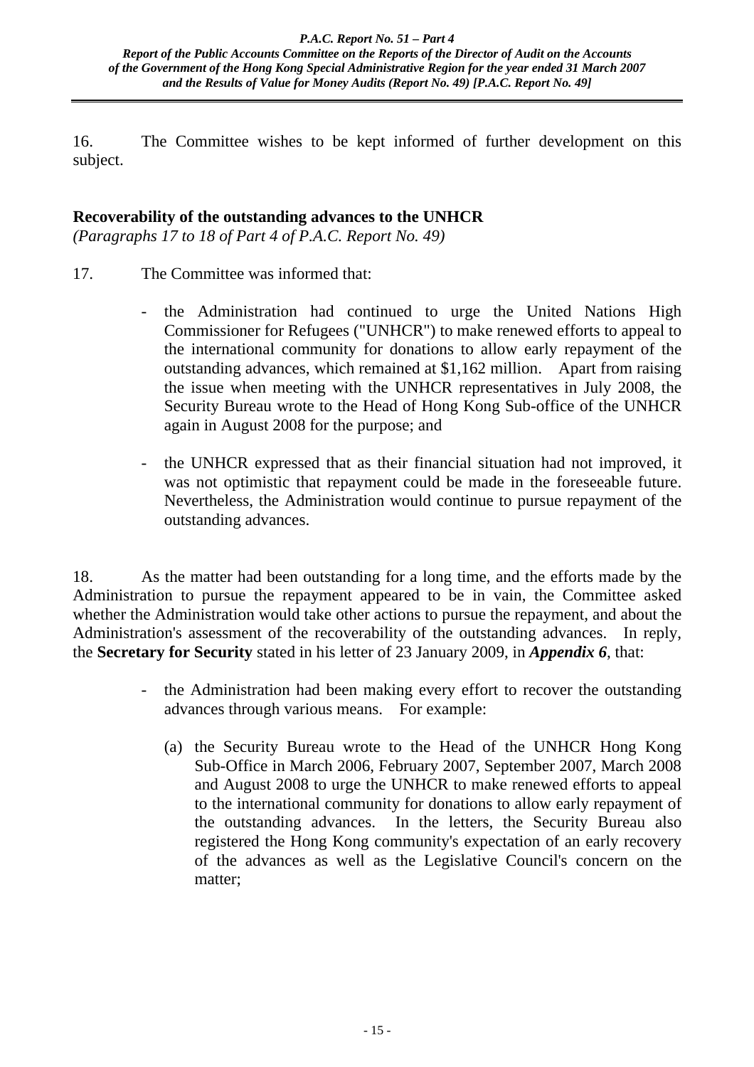16. The Committee wishes to be kept informed of further development on this subject.

**Recoverability of the outstanding advances to the UNHCR**
*(Paragraphs 17 to 18 of Part 4 of P.A.C. Report No. 49)*

17. The Committee was informed that:

- the Administration had continued to urge the United Nations High Commissioner for Refugees ("UNHCR") to make renewed efforts to appeal to the international community for donations to allow early repayment of the outstanding advances, which remained at $1,162 million. Apart from raising the issue when meeting with the UNHCR representatives in July 2008, the Security Bureau wrote to the Head of Hong Kong Sub-office of the UNHCR again in August 2008 for the purpose; and

- the UNHCR expressed that as their financial situation had not improved, it was not optimistic that repayment could be made in the foreseeable future. Nevertheless, the Administration would continue to pursue repayment of the outstanding advances.

18. As the matter had been outstanding for a long time, and the efforts made by the Administration to pursue the repayment appeared to be in vain, the Committee asked whether the Administration would take other actions to pursue the repayment, and about the Administration's assessment of the recoverability of the outstanding advances. In reply, the **Secretary for Security** stated in his letter of 23 January 2009, in ***Appendix 6***, that:

- the Administration had been making every effort to recover the outstanding advances through various means. For example:

  (a) the Security Bureau wrote to the Head of the UNHCR Hong Kong Sub-Office in March 2006, February 2007, September 2007, March 2008 and August 2008 to urge the UNHCR to make renewed efforts to appeal to the international community for donations to allow early repayment of the outstanding advances. In the letters, the Security Bureau also registered the Hong Kong community's expectation of an early recovery of the advances as well as the Legislative Council's concern on the matter;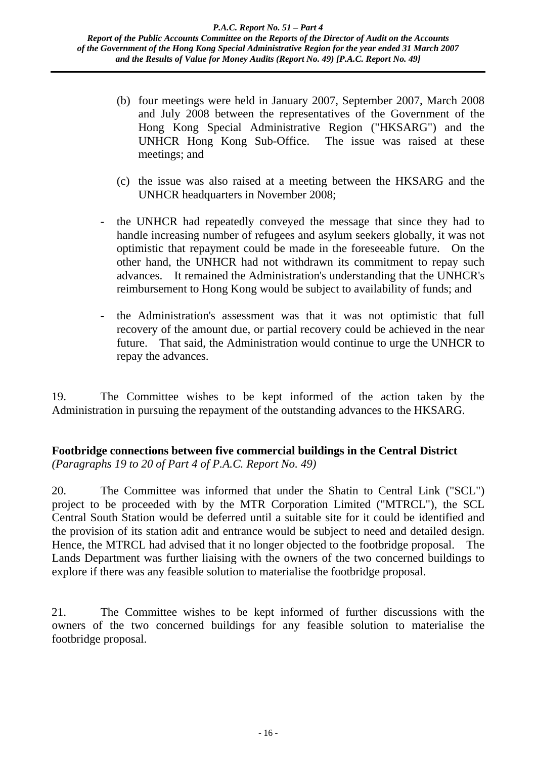(b) four meetings were held in January 2007, September 2007, March 2008 and July 2008 between the representatives of the Government of the Hong Kong Special Administrative Region ("HKSARG") and the UNHCR Hong Kong Sub-Office. The issue was raised at these meetings; and

(c) the issue was also raised at a meeting between the HKSARG and the UNHCR headquarters in November 2008;

- the UNHCR had repeatedly conveyed the message that since they had to handle increasing number of refugees and asylum seekers globally, it was not optimistic that repayment could be made in the foreseeable future. On the other hand, the UNHCR had not withdrawn its commitment to repay such advances. It remained the Administration's understanding that the UNHCR's reimbursement to Hong Kong would be subject to availability of funds; and

- the Administration's assessment was that it was not optimistic that full recovery of the amount due, or partial recovery could be achieved in the near future. That said, the Administration would continue to urge the UNHCR to repay the advances.

19. The Committee wishes to be kept informed of the action taken by the Administration in pursuing the repayment of the outstanding advances to the HKSARG.

**Footbridge connections between five commercial buildings in the Central District**
*(Paragraphs 19 to 20 of Part 4 of P.A.C. Report No. 49)*

20. The Committee was informed that under the Shatin to Central Link ("SCL") project to be proceeded with by the MTR Corporation Limited ("MTRCL"), the SCL Central South Station would be deferred until a suitable site for it could be identified and the provision of its station adit and entrance would be subject to need and detailed design. Hence, the MTRCL had advised that it no longer objected to the footbridge proposal. The Lands Department was further liaising with the owners of the two concerned buildings to explore if there was any feasible solution to materialise the footbridge proposal.

21. The Committee wishes to be kept informed of further discussions with the owners of the two concerned buildings for any feasible solution to materialise the footbridge proposal.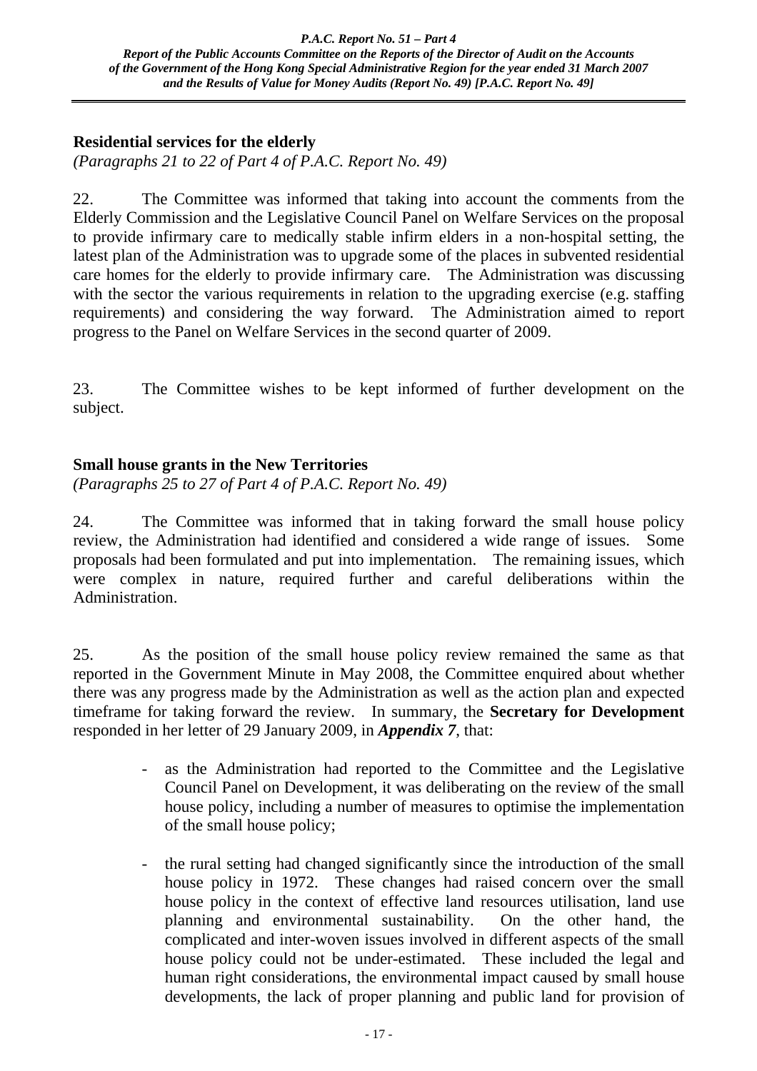**Residential services for the elderly**

*(Paragraphs 21 to 22 of Part 4 of P.A.C. Report No. 49)*

22. The Committee was informed that taking into account the comments from the Elderly Commission and the Legislative Council Panel on Welfare Services on the proposal to provide infirmary care to medically stable infirm elders in a non-hospital setting, the latest plan of the Administration was to upgrade some of the places in subvented residential care homes for the elderly to provide infirmary care. The Administration was discussing with the sector the various requirements in relation to the upgrading exercise (e.g. staffing requirements) and considering the way forward. The Administration aimed to report progress to the Panel on Welfare Services in the second quarter of 2009.

23. The Committee wishes to be kept informed of further development on the subject.

**Small house grants in the New Territories**

*(Paragraphs 25 to 27 of Part 4 of P.A.C. Report No. 49)*

24. The Committee was informed that in taking forward the small house policy review, the Administration had identified and considered a wide range of issues. Some proposals had been formulated and put into implementation. The remaining issues, which were complex in nature, required further and careful deliberations within the Administration.

25. As the position of the small house policy review remained the same as that reported in the Government Minute in May 2008, the Committee enquired about whether there was any progress made by the Administration as well as the action plan and expected timeframe for taking forward the review. In summary, the **Secretary for Development** responded in her letter of 29 January 2009, in ***Appendix 7***, that:

- as the Administration had reported to the Committee and the Legislative Council Panel on Development, it was deliberating on the review of the small house policy, including a number of measures to optimise the implementation of the small house policy;

- the rural setting had changed significantly since the introduction of the small house policy in 1972. These changes had raised concern over the small house policy in the context of effective land resources utilisation, land use planning and environmental sustainability. On the other hand, the complicated and inter-woven issues involved in different aspects of the small house policy could not be under-estimated. These included the legal and human right considerations, the environmental impact caused by small house developments, the lack of proper planning and public land for provision of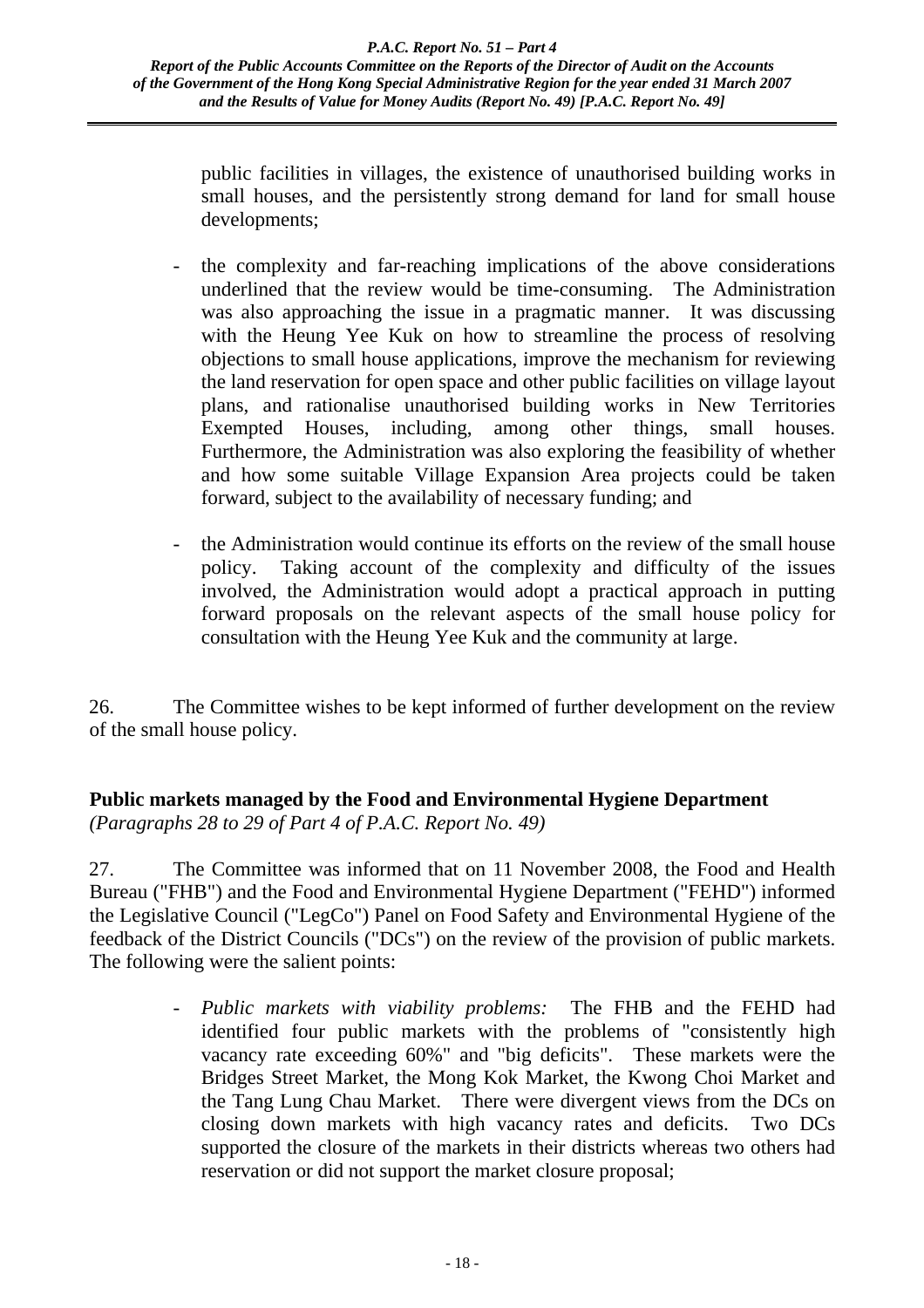public facilities in villages, the existence of unauthorised building works in small houses, and the persistently strong demand for land for small house developments;

- the complexity and far-reaching implications of the above considerations underlined that the review would be time-consuming. The Administration was also approaching the issue in a pragmatic manner. It was discussing with the Heung Yee Kuk on how to streamline the process of resolving objections to small house applications, improve the mechanism for reviewing the land reservation for open space and other public facilities on village layout plans, and rationalise unauthorised building works in New Territories Exempted Houses, including, among other things, small houses. Furthermore, the Administration was also exploring the feasibility of whether and how some suitable Village Expansion Area projects could be taken forward, subject to the availability of necessary funding; and

- the Administration would continue its efforts on the review of the small house policy. Taking account of the complexity and difficulty of the issues involved, the Administration would adopt a practical approach in putting forward proposals on the relevant aspects of the small house policy for consultation with the Heung Yee Kuk and the community at large.

26. The Committee wishes to be kept informed of further development on the review of the small house policy.

**Public markets managed by the Food and Environmental Hygiene Department**
*(Paragraphs 28 to 29 of Part 4 of P.A.C. Report No. 49)*

27. The Committee was informed that on 11 November 2008, the Food and Health Bureau ("FHB") and the Food and Environmental Hygiene Department ("FEHD") informed the Legislative Council ("LegCo") Panel on Food Safety and Environmental Hygiene of the feedback of the District Councils ("DCs") on the review of the provision of public markets. The following were the salient points:

- *Public markets with viability problems:* The FHB and the FEHD had identified four public markets with the problems of "consistently high vacancy rate exceeding 60%" and "big deficits". These markets were the Bridges Street Market, the Mong Kok Market, the Kwong Choi Market and the Tang Lung Chau Market. There were divergent views from the DCs on closing down markets with high vacancy rates and deficits. Two DCs supported the closure of the markets in their districts whereas two others had reservation or did not support the market closure proposal;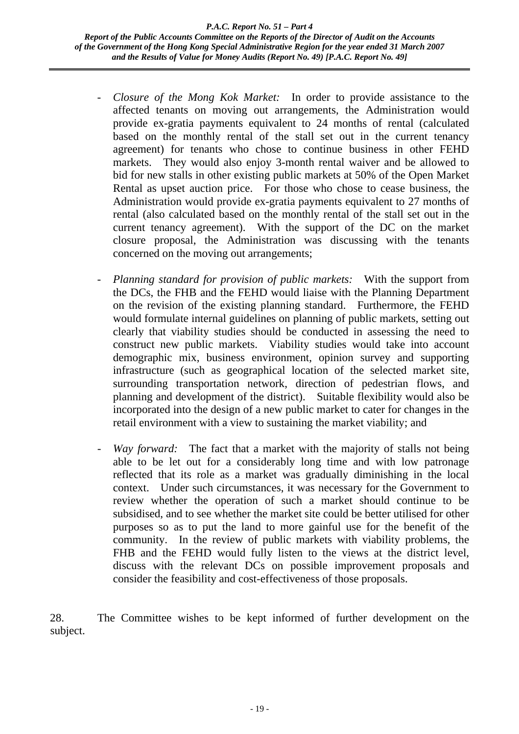- *Closure of the Mong Kok Market:* In order to provide assistance to the affected tenants on moving out arrangements, the Administration would provide ex-gratia payments equivalent to 24 months of rental (calculated based on the monthly rental of the stall set out in the current tenancy agreement) for tenants who chose to continue business in other FEHD markets. They would also enjoy 3-month rental waiver and be allowed to bid for new stalls in other existing public markets at 50% of the Open Market Rental as upset auction price. For those who chose to cease business, the Administration would provide ex-gratia payments equivalent to 27 months of rental (also calculated based on the monthly rental of the stall set out in the current tenancy agreement). With the support of the DC on the market closure proposal, the Administration was discussing with the tenants concerned on the moving out arrangements;

- *Planning standard for provision of public markets:* With the support from the DCs, the FHB and the FEHD would liaise with the Planning Department on the revision of the existing planning standard. Furthermore, the FEHD would formulate internal guidelines on planning of public markets, setting out clearly that viability studies should be conducted in assessing the need to construct new public markets. Viability studies would take into account demographic mix, business environment, opinion survey and supporting infrastructure (such as geographical location of the selected market site, surrounding transportation network, direction of pedestrian flows, and planning and development of the district). Suitable flexibility would also be incorporated into the design of a new public market to cater for changes in the retail environment with a view to sustaining the market viability; and

- *Way forward:* The fact that a market with the majority of stalls not being able to be let out for a considerably long time and with low patronage reflected that its role as a market was gradually diminishing in the local context. Under such circumstances, it was necessary for the Government to review whether the operation of such a market should continue to be subsidised, and to see whether the market site could be better utilised for other purposes so as to put the land to more gainful use for the benefit of the community. In the review of public markets with viability problems, the FHB and the FEHD would fully listen to the views at the district level, discuss with the relevant DCs on possible improvement proposals and consider the feasibility and cost-effectiveness of those proposals.

28. The Committee wishes to be kept informed of further development on the subject.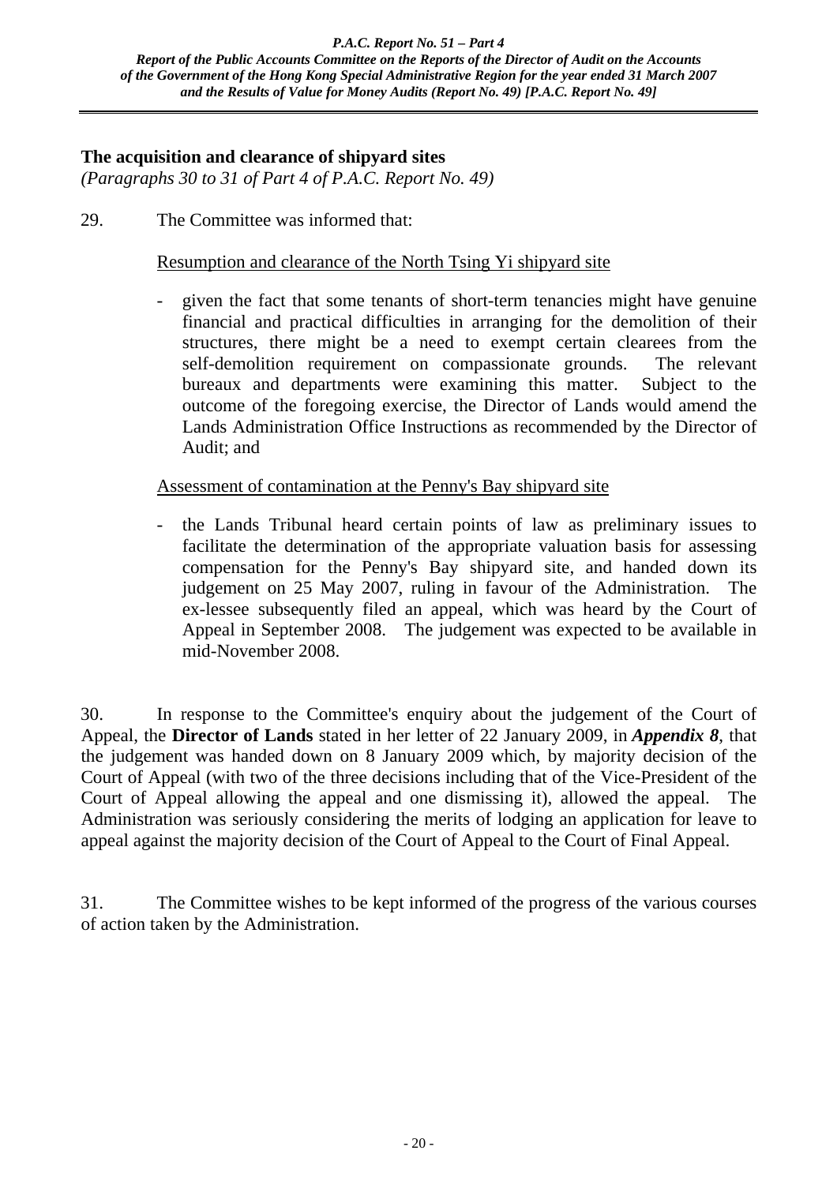**The acquisition and clearance of shipyard sites**
*(Paragraphs 30 to 31 of Part 4 of P.A.C. Report No. 49)*

29. The Committee was informed that:

Resumption and clearance of the North Tsing Yi shipyard site

- given the fact that some tenants of short-term tenancies might have genuine financial and practical difficulties in arranging for the demolition of their structures, there might be a need to exempt certain clearees from the self-demolition requirement on compassionate grounds. The relevant bureaux and departments were examining this matter. Subject to the outcome of the foregoing exercise, the Director of Lands would amend the Lands Administration Office Instructions as recommended by the Director of Audit; and

Assessment of contamination at the Penny's Bay shipyard site

- the Lands Tribunal heard certain points of law as preliminary issues to facilitate the determination of the appropriate valuation basis for assessing compensation for the Penny's Bay shipyard site, and handed down its judgement on 25 May 2007, ruling in favour of the Administration. The ex-lessee subsequently filed an appeal, which was heard by the Court of Appeal in September 2008. The judgement was expected to be available in mid-November 2008.

30. In response to the Committee's enquiry about the judgement of the Court of Appeal, the **Director of Lands** stated in her letter of 22 January 2009, in ***Appendix 8***, that the judgement was handed down on 8 January 2009 which, by majority decision of the Court of Appeal (with two of the three decisions including that of the Vice-President of the Court of Appeal allowing the appeal and one dismissing it), allowed the appeal. The Administration was seriously considering the merits of lodging an application for leave to appeal against the majority decision of the Court of Appeal to the Court of Final Appeal.

31. The Committee wishes to be kept informed of the progress of the various courses of action taken by the Administration.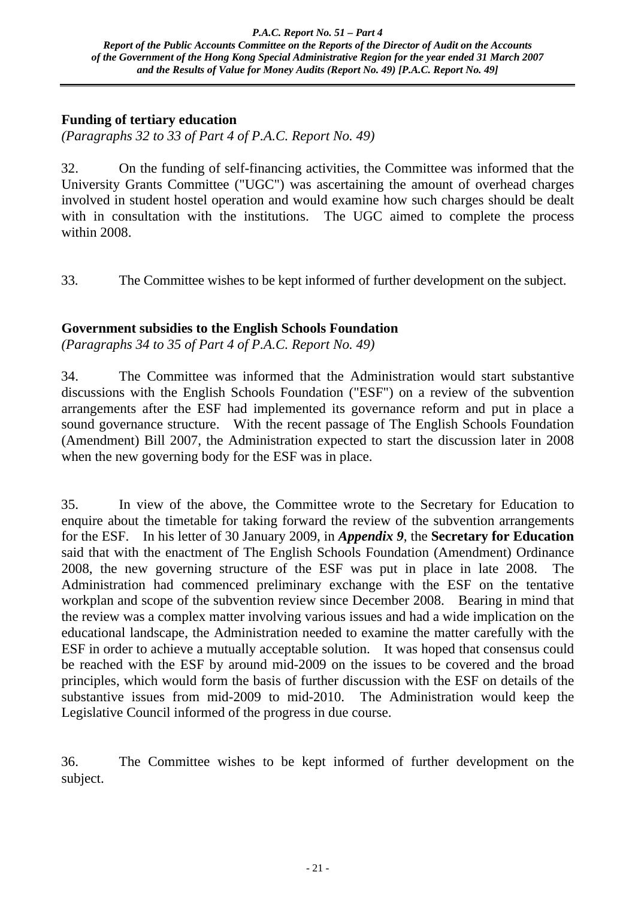## Funding of tertiary education

*(Paragraphs 32 to 33 of Part 4 of P.A.C. Report No. 49)*

32. On the funding of self-financing activities, the Committee was informed that the University Grants Committee ("UGC") was ascertaining the amount of overhead charges involved in student hostel operation and would examine how such charges should be dealt with in consultation with the institutions. The UGC aimed to complete the process within 2008.

33. The Committee wishes to be kept informed of further development on the subject.

## Government subsidies to the English Schools Foundation

*(Paragraphs 34 to 35 of Part 4 of P.A.C. Report No. 49)*

34. The Committee was informed that the Administration would start substantive discussions with the English Schools Foundation ("ESF") on a review of the subvention arrangements after the ESF had implemented its governance reform and put in place a sound governance structure. With the recent passage of The English Schools Foundation (Amendment) Bill 2007, the Administration expected to start the discussion later in 2008 when the new governing body for the ESF was in place.

35. In view of the above, the Committee wrote to the Secretary for Education to enquire about the timetable for taking forward the review of the subvention arrangements for the ESF. In his letter of 30 January 2009, in ***Appendix 9***, the **Secretary for Education** said that with the enactment of The English Schools Foundation (Amendment) Ordinance 2008, the new governing structure of the ESF was put in place in late 2008. The Administration had commenced preliminary exchange with the ESF on the tentative workplan and scope of the subvention review since December 2008. Bearing in mind that the review was a complex matter involving various issues and had a wide implication on the educational landscape, the Administration needed to examine the matter carefully with the ESF in order to achieve a mutually acceptable solution. It was hoped that consensus could be reached with the ESF by around mid-2009 on the issues to be covered and the broad principles, which would form the basis of further discussion with the ESF on details of the substantive issues from mid-2009 to mid-2010. The Administration would keep the Legislative Council informed of the progress in due course.

36. The Committee wishes to be kept informed of further development on the subject.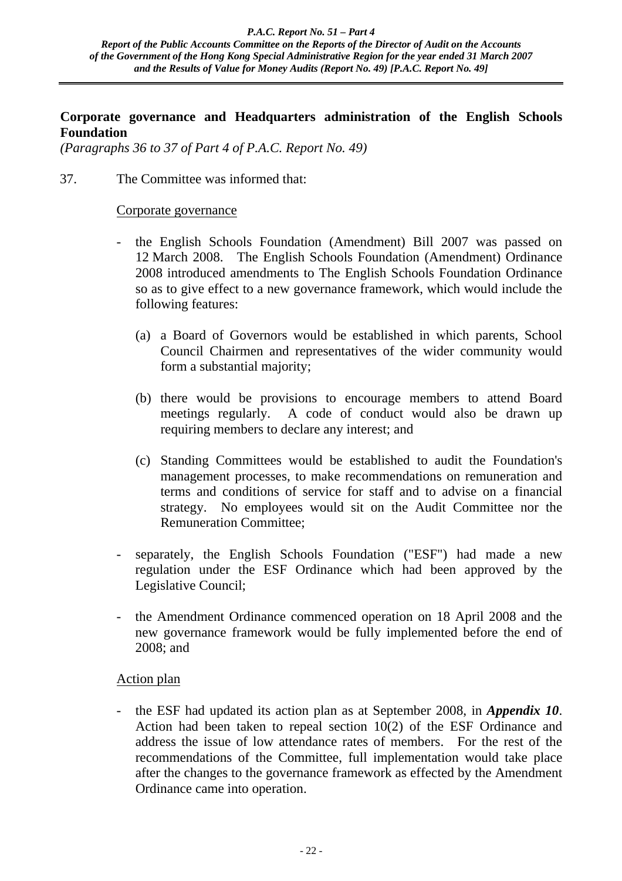## Corporate governance and Headquarters administration of the English Schools Foundation

*(Paragraphs 36 to 37 of Part 4 of P.A.C. Report No. 49)*

37. The Committee was informed that:

Corporate governance

- the English Schools Foundation (Amendment) Bill 2007 was passed on 12 March 2008. The English Schools Foundation (Amendment) Ordinance 2008 introduced amendments to The English Schools Foundation Ordinance so as to give effect to a new governance framework, which would include the following features:

  (a) a Board of Governors would be established in which parents, School Council Chairmen and representatives of the wider community would form a substantial majority;

  (b) there would be provisions to encourage members to attend Board meetings regularly. A code of conduct would also be drawn up requiring members to declare any interest; and

  (c) Standing Committees would be established to audit the Foundation's management processes, to make recommendations on remuneration and terms and conditions of service for staff and to advise on a financial strategy. No employees would sit on the Audit Committee nor the Remuneration Committee;

- separately, the English Schools Foundation ("ESF") had made a new regulation under the ESF Ordinance which had been approved by the Legislative Council;

- the Amendment Ordinance commenced operation on 18 April 2008 and the new governance framework would be fully implemented before the end of 2008; and

Action plan

- the ESF had updated its action plan as at September 2008, in ***Appendix 10***. Action had been taken to repeal section 10(2) of the ESF Ordinance and address the issue of low attendance rates of members. For the rest of the recommendations of the Committee, full implementation would take place after the changes to the governance framework as effected by the Amendment Ordinance came into operation.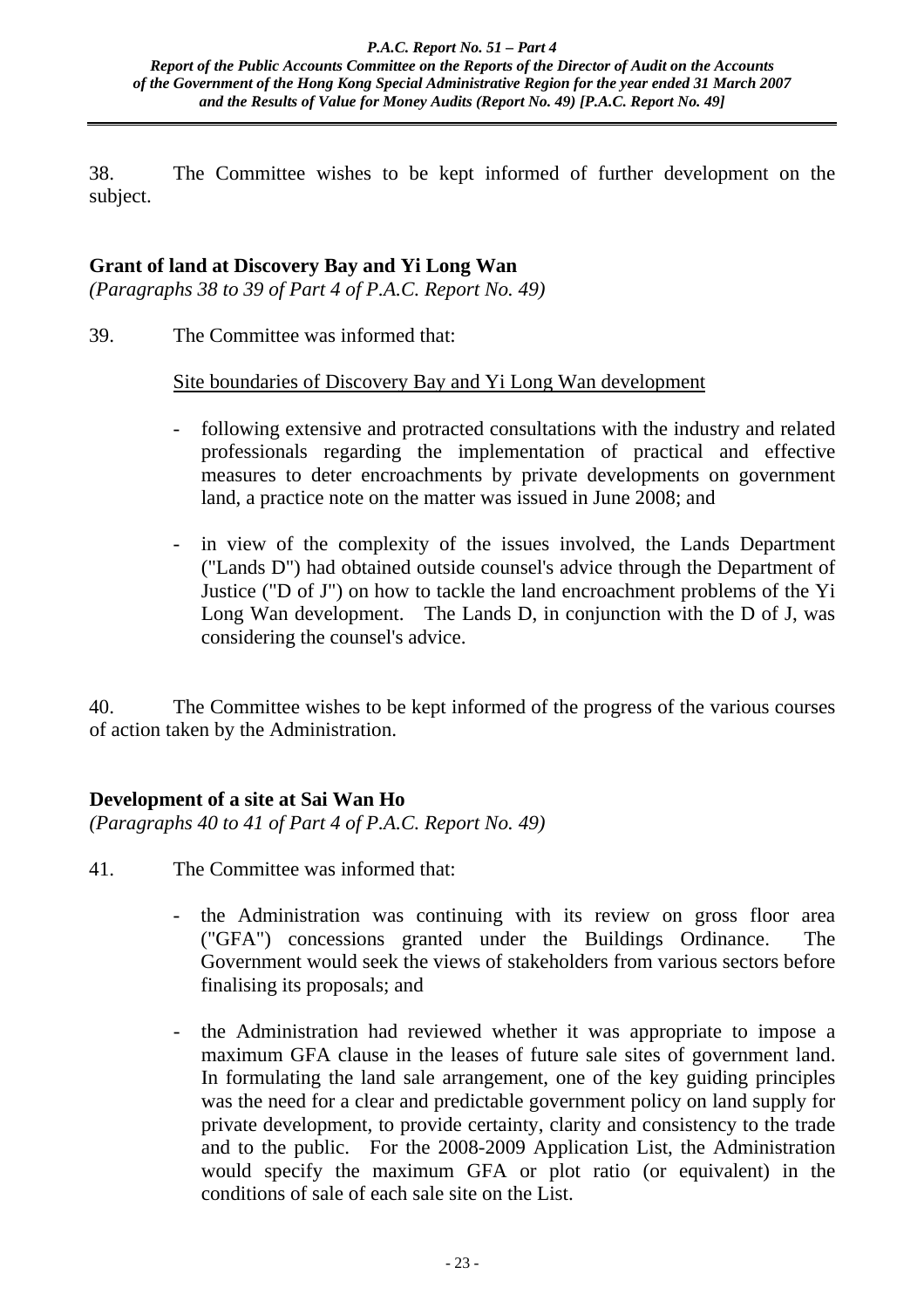38. The Committee wishes to be kept informed of further development on the subject.

**Grant of land at Discovery Bay and Yi Long Wan**

*(Paragraphs 38 to 39 of Part 4 of P.A.C. Report No. 49)*

39. The Committee was informed that:

Site boundaries of Discovery Bay and Yi Long Wan development

- following extensive and protracted consultations with the industry and related professionals regarding the implementation of practical and effective measures to deter encroachments by private developments on government land, a practice note on the matter was issued in June 2008; and

- in view of the complexity of the issues involved, the Lands Department ("Lands D") had obtained outside counsel's advice through the Department of Justice ("D of J") on how to tackle the land encroachment problems of the Yi Long Wan development. The Lands D, in conjunction with the D of J, was considering the counsel's advice.

40. The Committee wishes to be kept informed of the progress of the various courses of action taken by the Administration.

**Development of a site at Sai Wan Ho**

*(Paragraphs 40 to 41 of Part 4 of P.A.C. Report No. 49)*

41. The Committee was informed that:

- the Administration was continuing with its review on gross floor area ("GFA") concessions granted under the Buildings Ordinance. The Government would seek the views of stakeholders from various sectors before finalising its proposals; and

- the Administration had reviewed whether it was appropriate to impose a maximum GFA clause in the leases of future sale sites of government land. In formulating the land sale arrangement, one of the key guiding principles was the need for a clear and predictable government policy on land supply for private development, to provide certainty, clarity and consistency to the trade and to the public. For the 2008-2009 Application List, the Administration would specify the maximum GFA or plot ratio (or equivalent) in the conditions of sale of each sale site on the List.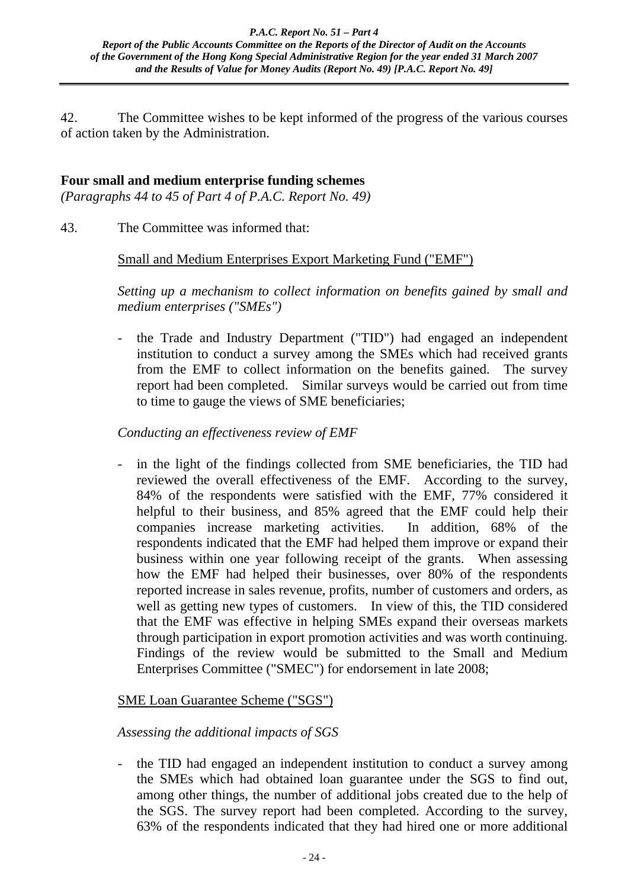42. The Committee wishes to be kept informed of the progress of the various courses of action taken by the Administration.

## Four small and medium enterprise funding schemes

*(Paragraphs 44 to 45 of Part 4 of P.A.C. Report No. 49)*

43. The Committee was informed that:

Small and Medium Enterprises Export Marketing Fund ("EMF")

*Setting up a mechanism to collect information on benefits gained by small and medium enterprises ("SMEs")*

- the Trade and Industry Department ("TID") had engaged an independent institution to conduct a survey among the SMEs which had received grants from the EMF to collect information on the benefits gained. The survey report had been completed. Similar surveys would be carried out from time to time to gauge the views of SME beneficiaries;

*Conducting an effectiveness review of EMF*

- in the light of the findings collected from SME beneficiaries, the TID had reviewed the overall effectiveness of the EMF. According to the survey, 84% of the respondents were satisfied with the EMF, 77% considered it helpful to their business, and 85% agreed that the EMF could help their companies increase marketing activities. In addition, 68% of the respondents indicated that the EMF had helped them improve or expand their business within one year following receipt of the grants. When assessing how the EMF had helped their businesses, over 80% of the respondents reported increase in sales revenue, profits, number of customers and orders, as well as getting new types of customers. In view of this, the TID considered that the EMF was effective in helping SMEs expand their overseas markets through participation in export promotion activities and was worth continuing. Findings of the review would be submitted to the Small and Medium Enterprises Committee ("SMEC") for endorsement in late 2008;

SME Loan Guarantee Scheme ("SGS")

*Assessing the additional impacts of SGS*

- the TID had engaged an independent institution to conduct a survey among the SMEs which had obtained loan guarantee under the SGS to find out, among other things, the number of additional jobs created due to the help of the SGS. The survey report had been completed. According to the survey, 63% of the respondents indicated that they had hired one or more additional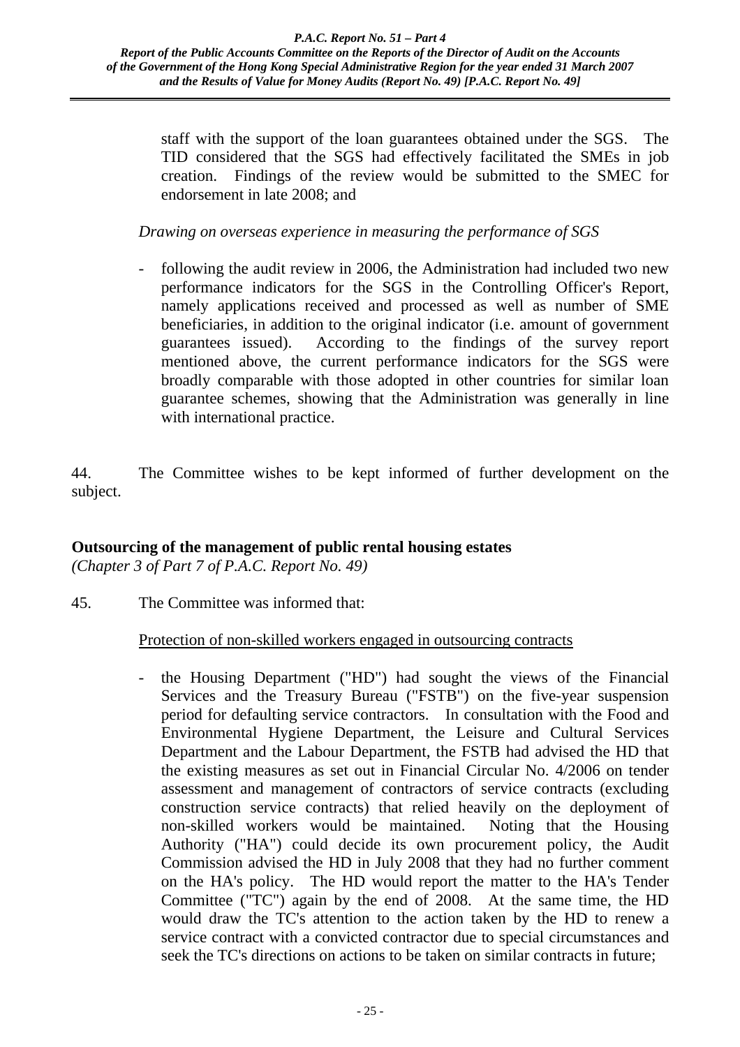staff with the support of the loan guarantees obtained under the SGS. The TID considered that the SGS had effectively facilitated the SMEs in job creation. Findings of the review would be submitted to the SMEC for endorsement in late 2008; and

*Drawing on overseas experience in measuring the performance of SGS*

- following the audit review in 2006, the Administration had included two new performance indicators for the SGS in the Controlling Officer's Report, namely applications received and processed as well as number of SME beneficiaries, in addition to the original indicator (i.e. amount of government guarantees issued). According to the findings of the survey report mentioned above, the current performance indicators for the SGS were broadly comparable with those adopted in other countries for similar loan guarantee schemes, showing that the Administration was generally in line with international practice.

44. The Committee wishes to be kept informed of further development on the subject.

**Outsourcing of the management of public rental housing estates**
*(Chapter 3 of Part 7 of P.A.C. Report No. 49)*

45. The Committee was informed that:

Protection of non-skilled workers engaged in outsourcing contracts

- the Housing Department ("HD") had sought the views of the Financial Services and the Treasury Bureau ("FSTB") on the five-year suspension period for defaulting service contractors. In consultation with the Food and Environmental Hygiene Department, the Leisure and Cultural Services Department and the Labour Department, the FSTB had advised the HD that the existing measures as set out in Financial Circular No. 4/2006 on tender assessment and management of contractors of service contracts (excluding construction service contracts) that relied heavily on the deployment of non-skilled workers would be maintained. Noting that the Housing Authority ("HA") could decide its own procurement policy, the Audit Commission advised the HD in July 2008 that they had no further comment on the HA's policy. The HD would report the matter to the HA's Tender Committee ("TC") again by the end of 2008. At the same time, the HD would draw the TC's attention to the action taken by the HD to renew a service contract with a convicted contractor due to special circumstances and seek the TC's directions on actions to be taken on similar contracts in future;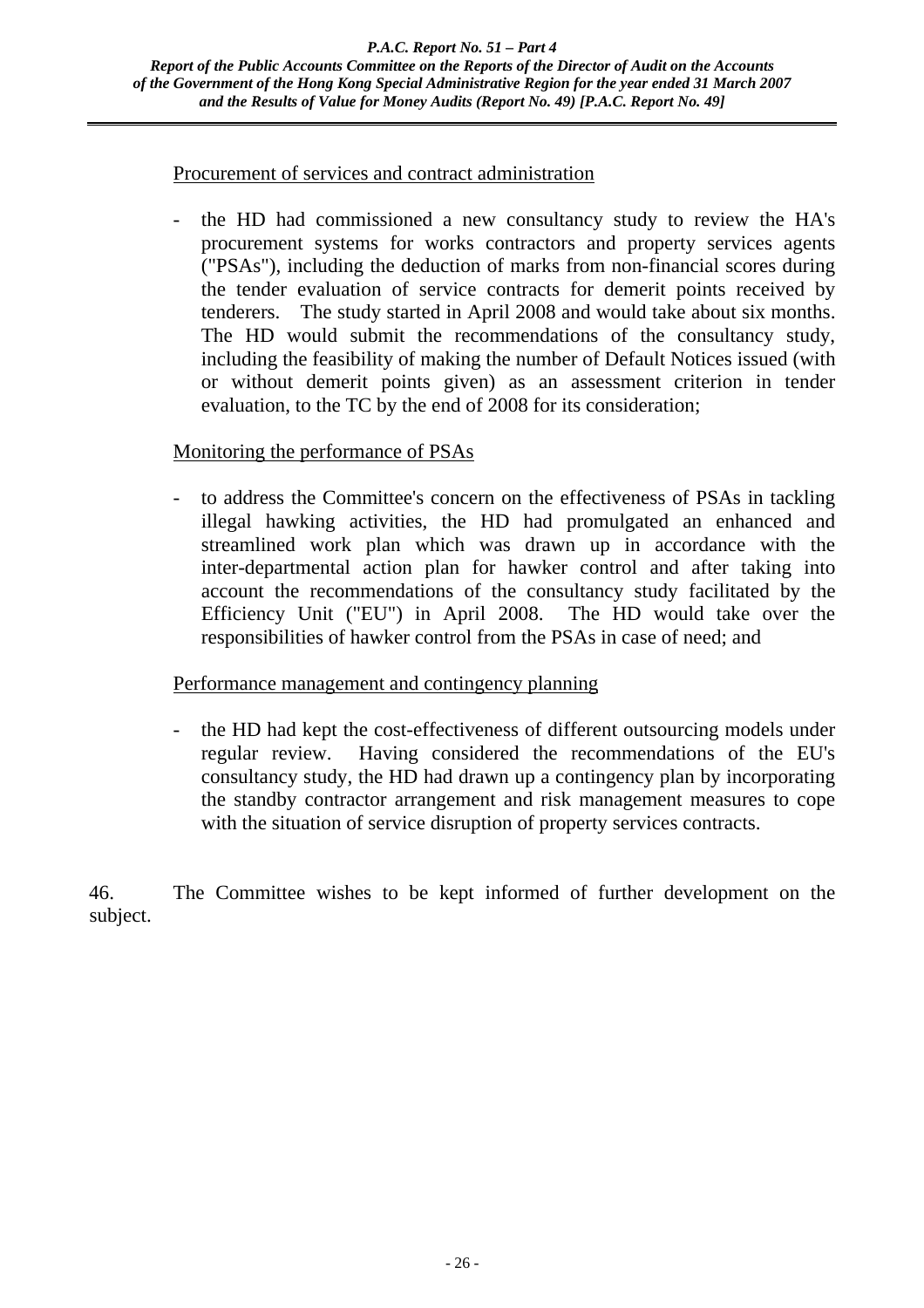Procurement of services and contract administration

- the HD had commissioned a new consultancy study to review the HA's procurement systems for works contractors and property services agents ("PSAs"), including the deduction of marks from non-financial scores during the tender evaluation of service contracts for demerit points received by tenderers. The study started in April 2008 and would take about six months. The HD would submit the recommendations of the consultancy study, including the feasibility of making the number of Default Notices issued (with or without demerit points given) as an assessment criterion in tender evaluation, to the TC by the end of 2008 for its consideration;

Monitoring the performance of PSAs

- to address the Committee's concern on the effectiveness of PSAs in tackling illegal hawking activities, the HD had promulgated an enhanced and streamlined work plan which was drawn up in accordance with the inter-departmental action plan for hawker control and after taking into account the recommendations of the consultancy study facilitated by the Efficiency Unit ("EU") in April 2008. The HD would take over the responsibilities of hawker control from the PSAs in case of need; and

Performance management and contingency planning

- the HD had kept the cost-effectiveness of different outsourcing models under regular review. Having considered the recommendations of the EU's consultancy study, the HD had drawn up a contingency plan by incorporating the standby contractor arrangement and risk management measures to cope with the situation of service disruption of property services contracts.

46. The Committee wishes to be kept informed of further development on the subject.